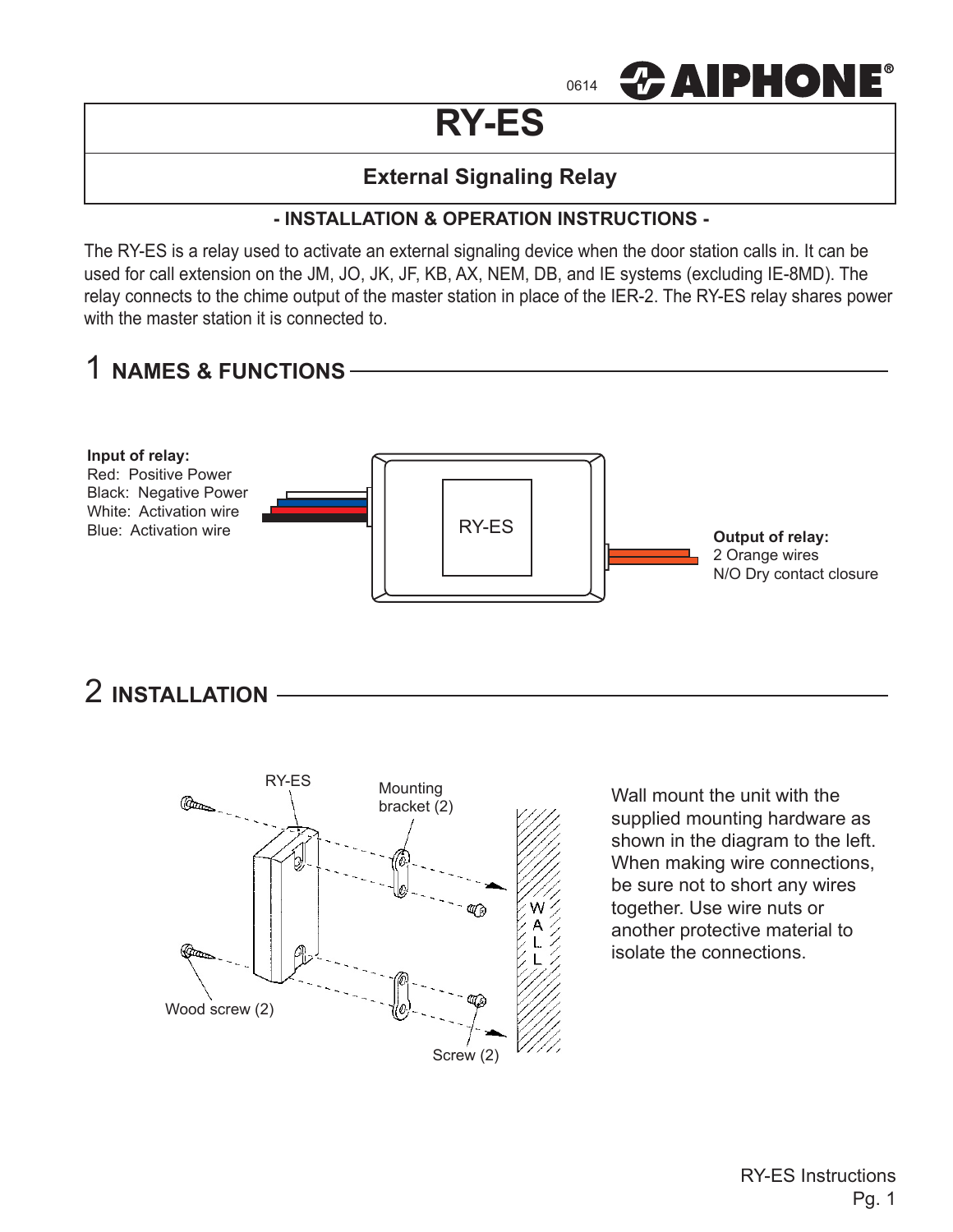0614 AIPHONE®

# RY-ES

## External Signaling Relay

**- INSTALLATION & OPERATION INSTRUCTIONS -**

The RY-ES is a relay used to activate an external signaling device when the door station calls in. It can be used for call extension on the JM, JO, JK, JF, KB, AX, NEM, DB, and IE systems (excluding IE-8MD). The relay connects to the chime output of the master station in place of the IER-2. The RY-ES relay shares power with the master station it is connected to.

## 1 NAMES & FUNCTIONS

**Input of relay:**
Red: Positive Power
Black: Negative Power
White: Activation wire
Blue: Activation wire

RY-ES

**Output of relay:**
2 Orange wires
N/O Dry contact closure

## 2 INSTALLATION

RY-ES
Mounting bracket (2)
Wood screw (2)
Screw (2)
WALL

Wall mount the unit with the supplied mounting hardware as shown in the diagram to the left. When making wire connections, be sure not to short any wires together. Use wire nuts or another protective material to isolate the connections.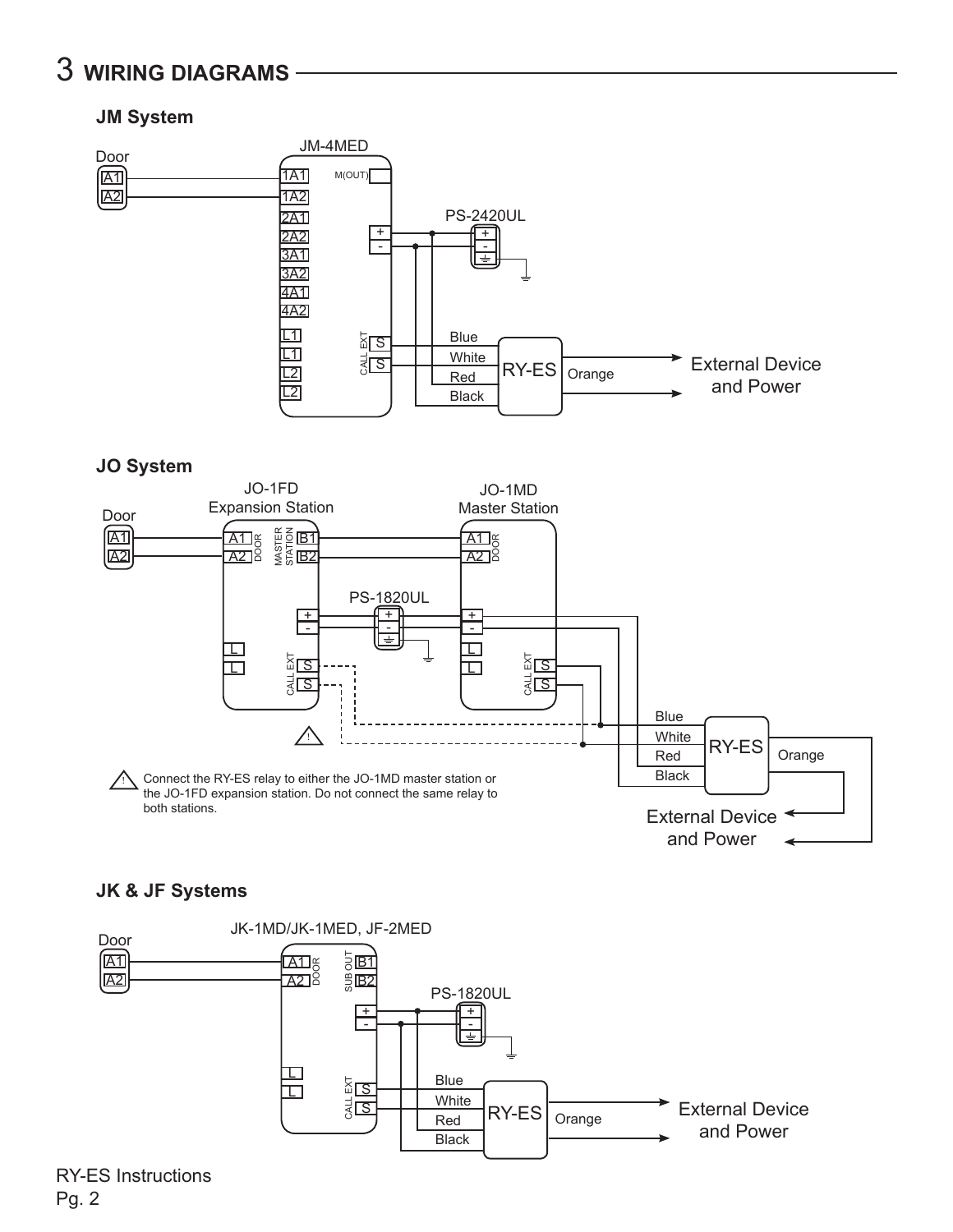# 3 WIRING DIAGRAMS

## JM System

Door — A1, A2 → JM-4MED (1A1, 1A2, 2A1, 2A2, 3A1, 3A2, 4A1, 4A2, L1, L1, L2, L2, M(OUT), +, -, CALL EXT S, S)

PS-2420UL (+, -, ⏚)

RY-ES: Blue, White, Red, Black, Orange → External Device and Power

## JO System

Door — A1, A2 → JO-1FD Expansion Station (A1, A2 DOOR; MASTER STATION B1, B2; +, -; L, L; CALL EXT S, S)

JO-1MD Master Station (A1, A2 DOOR; +, -; L, L; CALL EXT S, S)

PS-1820UL (+, -, ⏚)

RY-ES: Blue, White, Red, Black, Orange → External Device and Power

⚠ Connect the RY-ES relay to either the JO-1MD master station or the JO-1FD expansion station. Do not connect the same relay to both stations.

## JK & JF Systems

Door — A1, A2 → JK-1MD/JK-1MED, JF-2MED (A1, A2 DOOR; SUB OUT B1, B2; +, -; L, L; CALL EXT S, S)

PS-1820UL (+, -, ⏚)

RY-ES: Blue, White, Red, Black, Orange → External Device and Power

RY-ES Instructions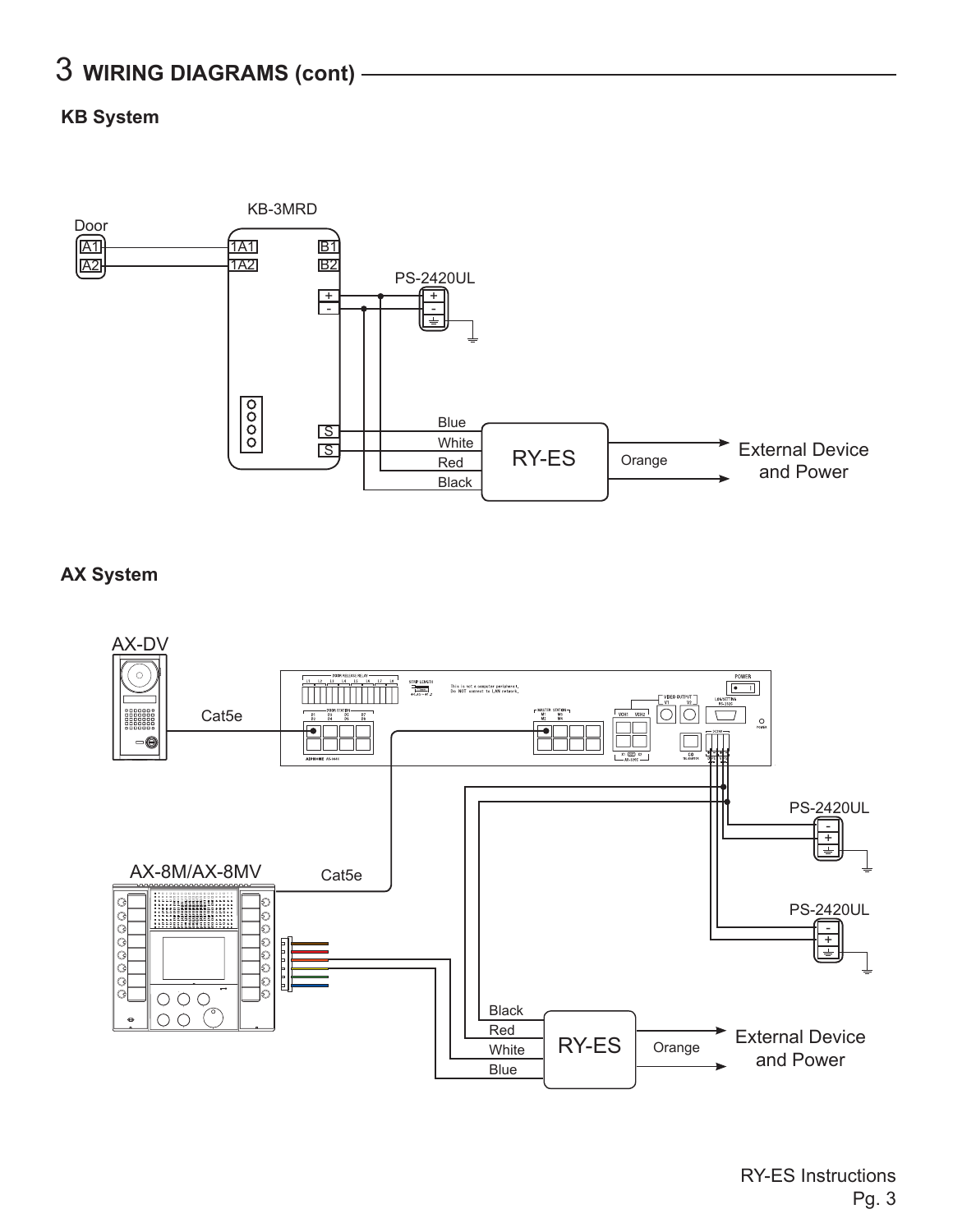# 3 WIRING DIAGRAMS (cont)

## KB System

KB-3MRD

Door

A1 — 1A1 | B1

A2 — 1A2 | B2

PS-2420UL

Blue

White

Red

Black

S

S

RY-ES

Orange

External Device and Power

## AX System

AX-DV

Cat5e

PS-2420UL

AX-8M/AX-8MV

Cat5e

PS-2420UL

Black

Red

White

Blue

RY-ES

Orange

External Device and Power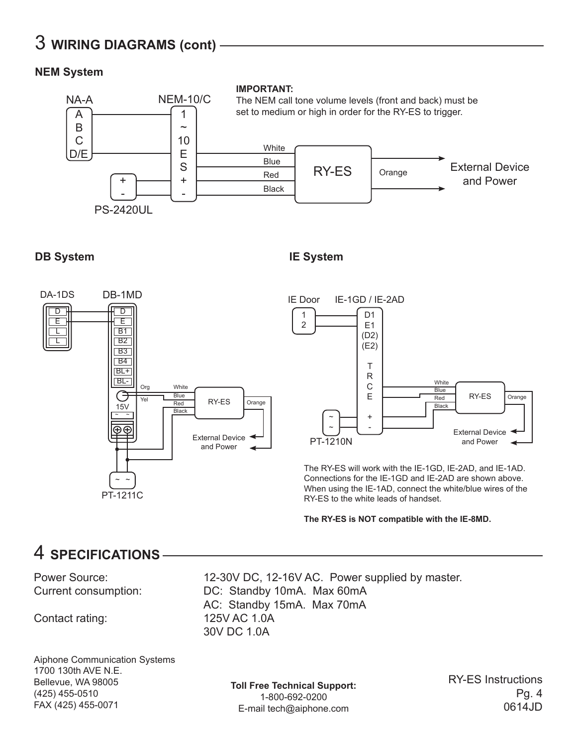# 3 WIRING DIAGRAMS (cont)

### NEM System

NA-A
A
B
C
D/E

NEM-10/C
1
~
10
E
S
+
-

PS-2420UL
+
-

White
Blue
Red
Black

RY-ES

Orange

External Device and Power

**IMPORTANT:**
The NEM call tone volume levels (front and back) must be set to medium or high in order for the RY-ES to trigger.

### DB System

DA-1DS
D
E
L
L

DB-1MD
D
E
B1
B2
B3
B4
BL+
BL-
15V

Org
Yel

White
Blue
Red
Black

RY-ES

Orange

External Device and Power

PT-1211C

### IE System

IE Door
1
2

IE-1GD / IE-2AD
D1
E1
(D2)
(E2)
T
R
C
E
+
-

PT-1210N

White
Blue
Red
Black

RY-ES

Orange

External Device and Power

The RY-ES will work with the IE-1GD, IE-2AD, and IE-1AD. Connections for the IE-1GD and IE-2AD are shown above. When using the IE-1AD, connect the white/blue wires of the RY-ES to the white leads of handset.

**The RY-ES is NOT compatible with the IE-8MD.**

# 4 SPECIFICATIONS

| | |
|---|---|
| Power Source: | 12-30V DC, 12-16V AC. Power supplied by master. |
| Current consumption: | DC: Standby 10mA. Max 60mA |
| | AC: Standby 15mA. Max 70mA |
| Contact rating: | 125V AC 1.0A |
| | 30V DC 1.0A |

Aiphone Communication Systems
1700 130th AVE N.E.
Bellevue, WA 98005
(425) 455-0510
FAX (425) 455-0071

**Toll Free Technical Support:**
1-800-692-0200
E-mail tech@aiphone.com

RY-ES Instructions
0614JD